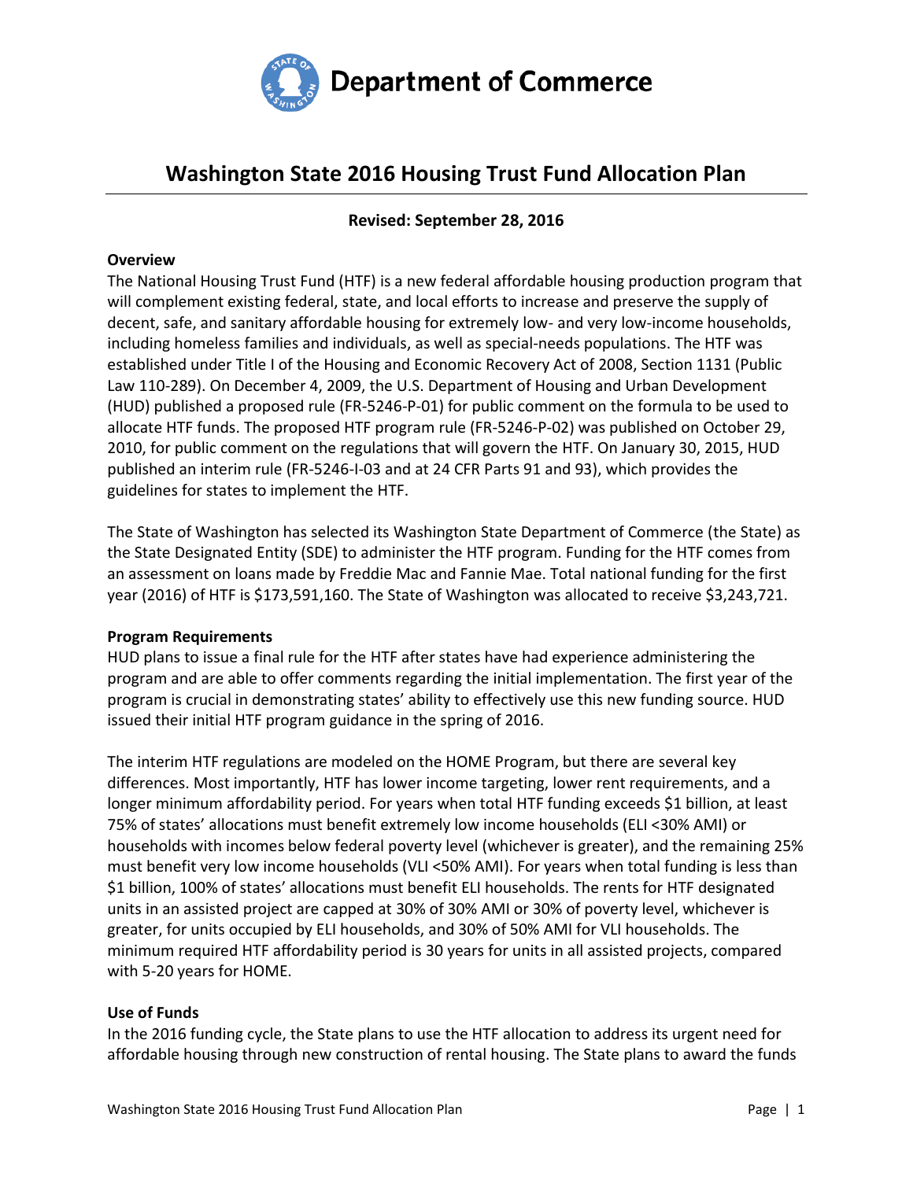Department of Commerce

# Washington State 2016 Housing Trust Fund Allocation Plan

**Revised: September 28, 2016**

**Overview**

The National Housing Trust Fund (HTF) is a new federal affordable housing production program that will complement existing federal, state, and local efforts to increase and preserve the supply of decent, safe, and sanitary affordable housing for extremely low- and very low-income households, including homeless families and individuals, as well as special-needs populations. The HTF was established under Title I of the Housing and Economic Recovery Act of 2008, Section 1131 (Public Law 110-289). On December 4, 2009, the U.S. Department of Housing and Urban Development (HUD) published a proposed rule (FR-5246-P-01) for public comment on the formula to be used to allocate HTF funds. The proposed HTF program rule (FR-5246-P-02) was published on October 29, 2010, for public comment on the regulations that will govern the HTF. On January 30, 2015, HUD published an interim rule (FR-5246-I-03 and at 24 CFR Parts 91 and 93), which provides the guidelines for states to implement the HTF.

The State of Washington has selected its Washington State Department of Commerce (the State) as the State Designated Entity (SDE) to administer the HTF program. Funding for the HTF comes from an assessment on loans made by Freddie Mac and Fannie Mae. Total national funding for the first year (2016) of HTF is $173,591,160. The State of Washington was allocated to receive $3,243,721.

**Program Requirements**

HUD plans to issue a final rule for the HTF after states have had experience administering the program and are able to offer comments regarding the initial implementation. The first year of the program is crucial in demonstrating states' ability to effectively use this new funding source. HUD issued their initial HTF program guidance in the spring of 2016.

The interim HTF regulations are modeled on the HOME Program, but there are several key differences. Most importantly, HTF has lower income targeting, lower rent requirements, and a longer minimum affordability period. For years when total HTF funding exceeds $1 billion, at least 75% of states' allocations must benefit extremely low income households (ELI <30% AMI) or households with incomes below federal poverty level (whichever is greater), and the remaining 25% must benefit very low income households (VLI <50% AMI). For years when total funding is less than $1 billion, 100% of states' allocations must benefit ELI households. The rents for HTF designated units in an assisted project are capped at 30% of 30% AMI or 30% of poverty level, whichever is greater, for units occupied by ELI households, and 30% of 50% AMI for VLI households. The minimum required HTF affordability period is 30 years for units in all assisted projects, compared with 5-20 years for HOME.

**Use of Funds**

In the 2016 funding cycle, the State plans to use the HTF allocation to address its urgent need for affordable housing through new construction of rental housing. The State plans to award the funds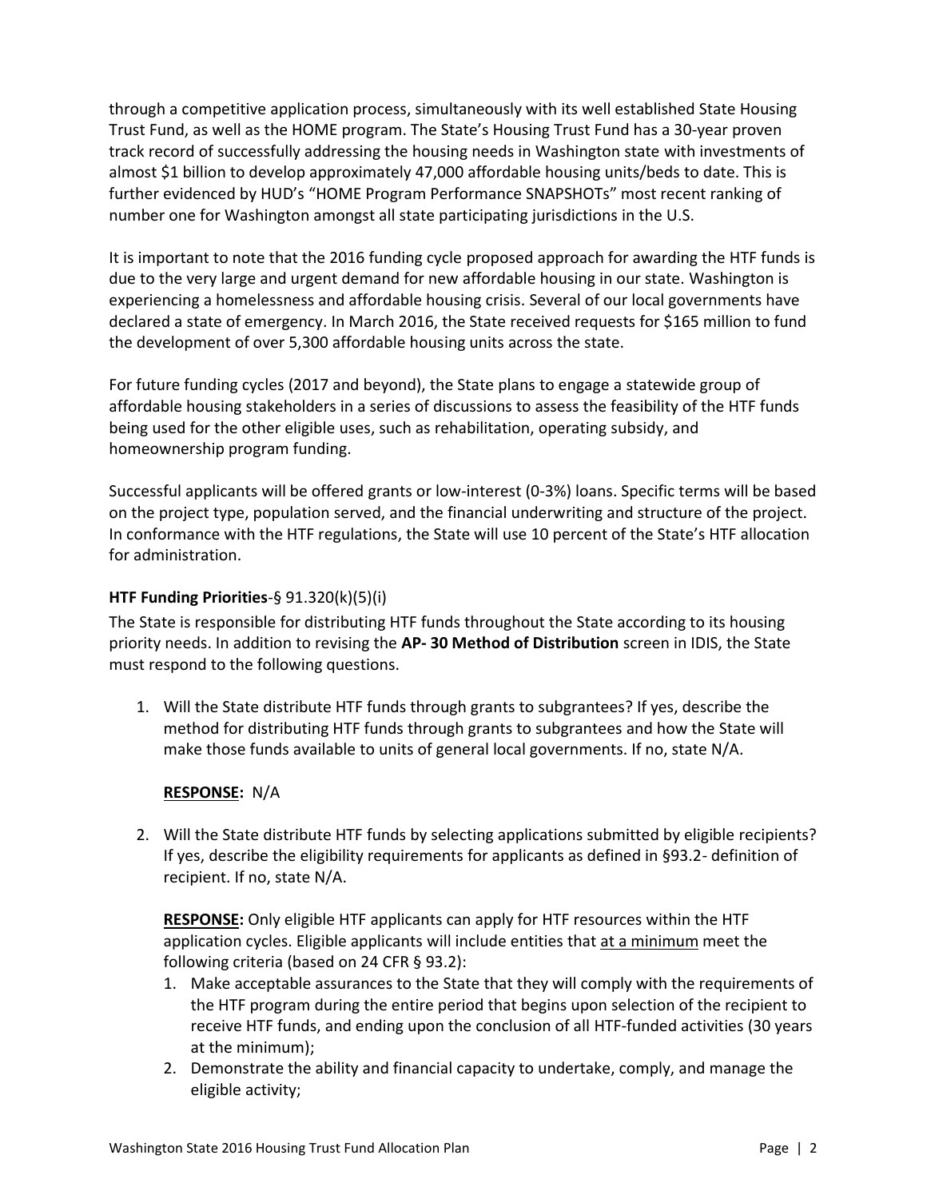through a competitive application process, simultaneously with its well established State Housing Trust Fund, as well as the HOME program. The State's Housing Trust Fund has a 30-year proven track record of successfully addressing the housing needs in Washington state with investments of almost $1 billion to develop approximately 47,000 affordable housing units/beds to date. This is further evidenced by HUD's "HOME Program Performance SNAPSHOTs" most recent ranking of number one for Washington amongst all state participating jurisdictions in the U.S.

It is important to note that the 2016 funding cycle proposed approach for awarding the HTF funds is due to the very large and urgent demand for new affordable housing in our state. Washington is experiencing a homelessness and affordable housing crisis. Several of our local governments have declared a state of emergency. In March 2016, the State received requests for $165 million to fund the development of over 5,300 affordable housing units across the state.

For future funding cycles (2017 and beyond), the State plans to engage a statewide group of affordable housing stakeholders in a series of discussions to assess the feasibility of the HTF funds being used for the other eligible uses, such as rehabilitation, operating subsidy, and homeownership program funding.

Successful applicants will be offered grants or low-interest (0-3%) loans. Specific terms will be based on the project type, population served, and the financial underwriting and structure of the project. In conformance with the HTF regulations, the State will use 10 percent of the State's HTF allocation for administration.

**HTF Funding Priorities**-§ 91.320(k)(5)(i)

The State is responsible for distributing HTF funds throughout the State according to its housing priority needs. In addition to revising the **AP- 30 Method of Distribution** screen in IDIS, the State must respond to the following questions.

1. Will the State distribute HTF funds through grants to subgrantees? If yes, describe the method for distributing HTF funds through grants to subgrantees and how the State will make those funds available to units of general local governments. If no, state N/A.

   **<u>RESPONSE</u>:** N/A

2. Will the State distribute HTF funds by selecting applications submitted by eligible recipients? If yes, describe the eligibility requirements for applicants as defined in §93.2- definition of recipient. If no, state N/A.

   **<u>RESPONSE</u>:** Only eligible HTF applicants can apply for HTF resources within the HTF application cycles. Eligible applicants will include entities that <u>at a minimum</u> meet the following criteria (based on 24 CFR § 93.2):

   1. Make acceptable assurances to the State that they will comply with the requirements of the HTF program during the entire period that begins upon selection of the recipient to receive HTF funds, and ending upon the conclusion of all HTF-funded activities (30 years at the minimum);
   2. Demonstrate the ability and financial capacity to undertake, comply, and manage the eligible activity;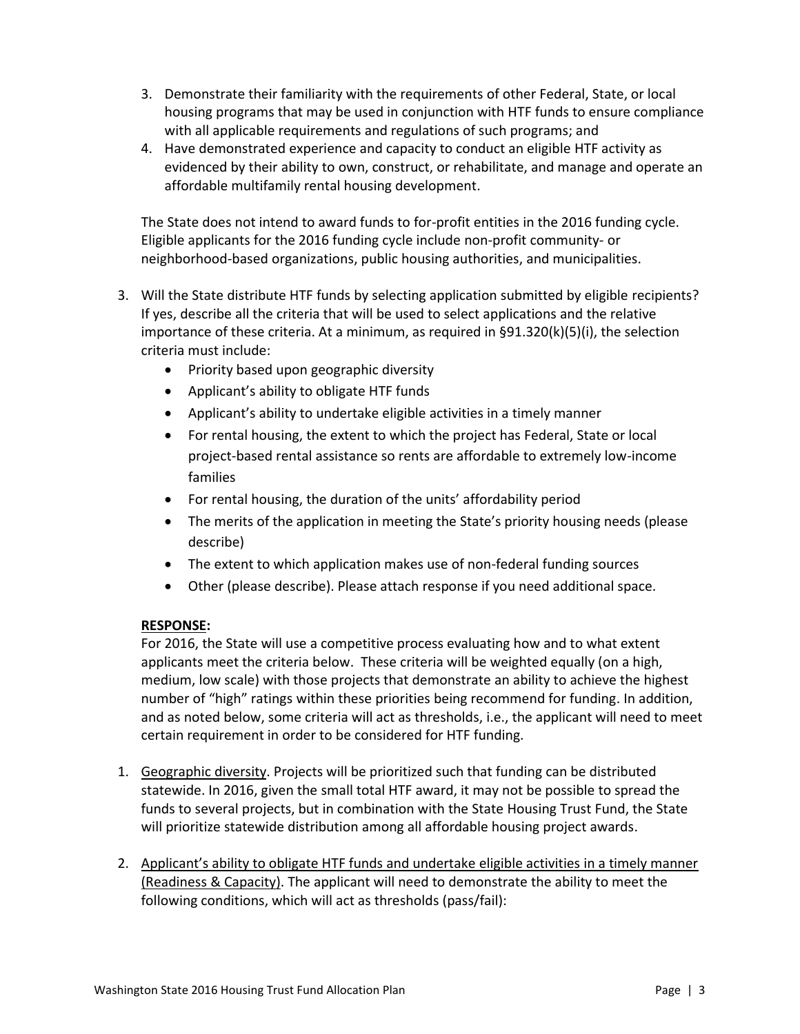3. Demonstrate their familiarity with the requirements of other Federal, State, or local housing programs that may be used in conjunction with HTF funds to ensure compliance with all applicable requirements and regulations of such programs; and
4. Have demonstrated experience and capacity to conduct an eligible HTF activity as evidenced by their ability to own, construct, or rehabilitate, and manage and operate an affordable multifamily rental housing development.

The State does not intend to award funds to for-profit entities in the 2016 funding cycle. Eligible applicants for the 2016 funding cycle include non-profit community- or neighborhood-based organizations, public housing authorities, and municipalities.

3. Will the State distribute HTF funds by selecting application submitted by eligible recipients? If yes, describe all the criteria that will be used to select applications and the relative importance of these criteria. At a minimum, as required in §91.320(k)(5)(i), the selection criteria must include:
   - Priority based upon geographic diversity
   - Applicant's ability to obligate HTF funds
   - Applicant's ability to undertake eligible activities in a timely manner
   - For rental housing, the extent to which the project has Federal, State or local project-based rental assistance so rents are affordable to extremely low-income families
   - For rental housing, the duration of the units' affordability period
   - The merits of the application in meeting the State's priority housing needs (please describe)
   - The extent to which application makes use of non-federal funding sources
   - Other (please describe). Please attach response if you need additional space.

**RESPONSE:**

For 2016, the State will use a competitive process evaluating how and to what extent applicants meet the criteria below. These criteria will be weighted equally (on a high, medium, low scale) with those projects that demonstrate an ability to achieve the highest number of "high" ratings within these priorities being recommend for funding. In addition, and as noted below, some criteria will act as thresholds, i.e., the applicant will need to meet certain requirement in order to be considered for HTF funding.

1. Geographic diversity. Projects will be prioritized such that funding can be distributed statewide. In 2016, given the small total HTF award, it may not be possible to spread the funds to several projects, but in combination with the State Housing Trust Fund, the State will prioritize statewide distribution among all affordable housing project awards.

2. Applicant's ability to obligate HTF funds and undertake eligible activities in a timely manner (Readiness & Capacity). The applicant will need to demonstrate the ability to meet the following conditions, which will act as thresholds (pass/fail):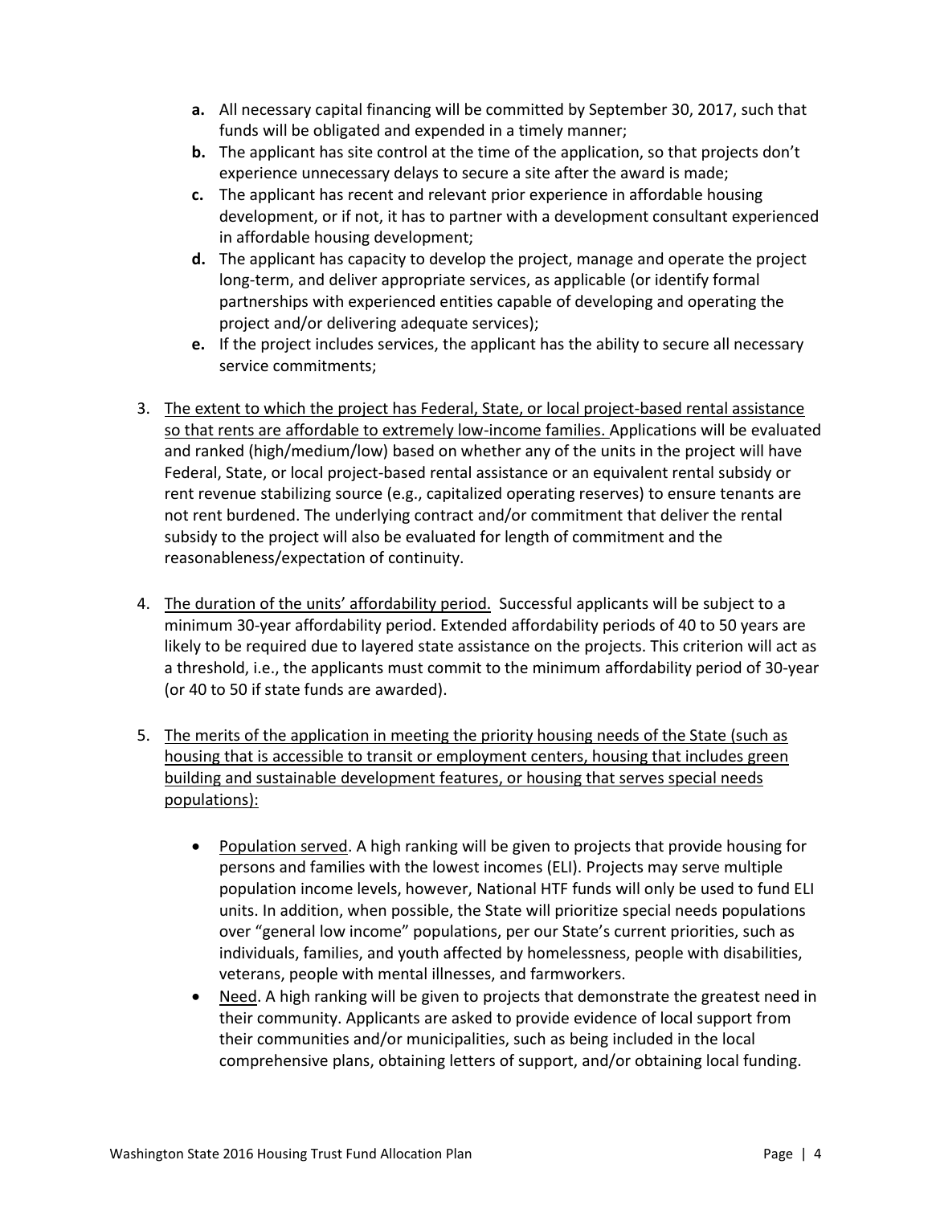- **a.** All necessary capital financing will be committed by September 30, 2017, such that funds will be obligated and expended in a timely manner;
   - **b.** The applicant has site control at the time of the application, so that projects don't experience unnecessary delays to secure a site after the award is made;
   - **c.** The applicant has recent and relevant prior experience in affordable housing development, or if not, it has to partner with a development consultant experienced in affordable housing development;
   - **d.** The applicant has capacity to develop the project, manage and operate the project long-term, and deliver appropriate services, as applicable (or identify formal partnerships with experienced entities capable of developing and operating the project and/or delivering adequate services);
   - **e.** If the project includes services, the applicant has the ability to secure all necessary service commitments;

3. <u>The extent to which the project has Federal, State, or local project-based rental assistance so that rents are affordable to extremely low-income families.</u> Applications will be evaluated and ranked (high/medium/low) based on whether any of the units in the project will have Federal, State, or local project-based rental assistance or an equivalent rental subsidy or rent revenue stabilizing source (e.g., capitalized operating reserves) to ensure tenants are not rent burdened. The underlying contract and/or commitment that deliver the rental subsidy to the project will also be evaluated for length of commitment and the reasonableness/expectation of continuity.

4. <u>The duration of the units' affordability period.</u> Successful applicants will be subject to a minimum 30-year affordability period. Extended affordability periods of 40 to 50 years are likely to be required due to layered state assistance on the projects. This criterion will act as a threshold, i.e., the applicants must commit to the minimum affordability period of 30-year (or 40 to 50 if state funds are awarded).

5. <u>The merits of the application in meeting the priority housing needs of the State (such as housing that is accessible to transit or employment centers, housing that includes green building and sustainable development features, or housing that serves special needs populations):</u>

   - <u>Population served</u>. A high ranking will be given to projects that provide housing for persons and families with the lowest incomes (ELI). Projects may serve multiple population income levels, however, National HTF funds will only be used to fund ELI units. In addition, when possible, the State will prioritize special needs populations over "general low income" populations, per our State's current priorities, such as individuals, families, and youth affected by homelessness, people with disabilities, veterans, people with mental illnesses, and farmworkers.
   - <u>Need</u>. A high ranking will be given to projects that demonstrate the greatest need in their community. Applicants are asked to provide evidence of local support from their communities and/or municipalities, such as being included in the local comprehensive plans, obtaining letters of support, and/or obtaining local funding.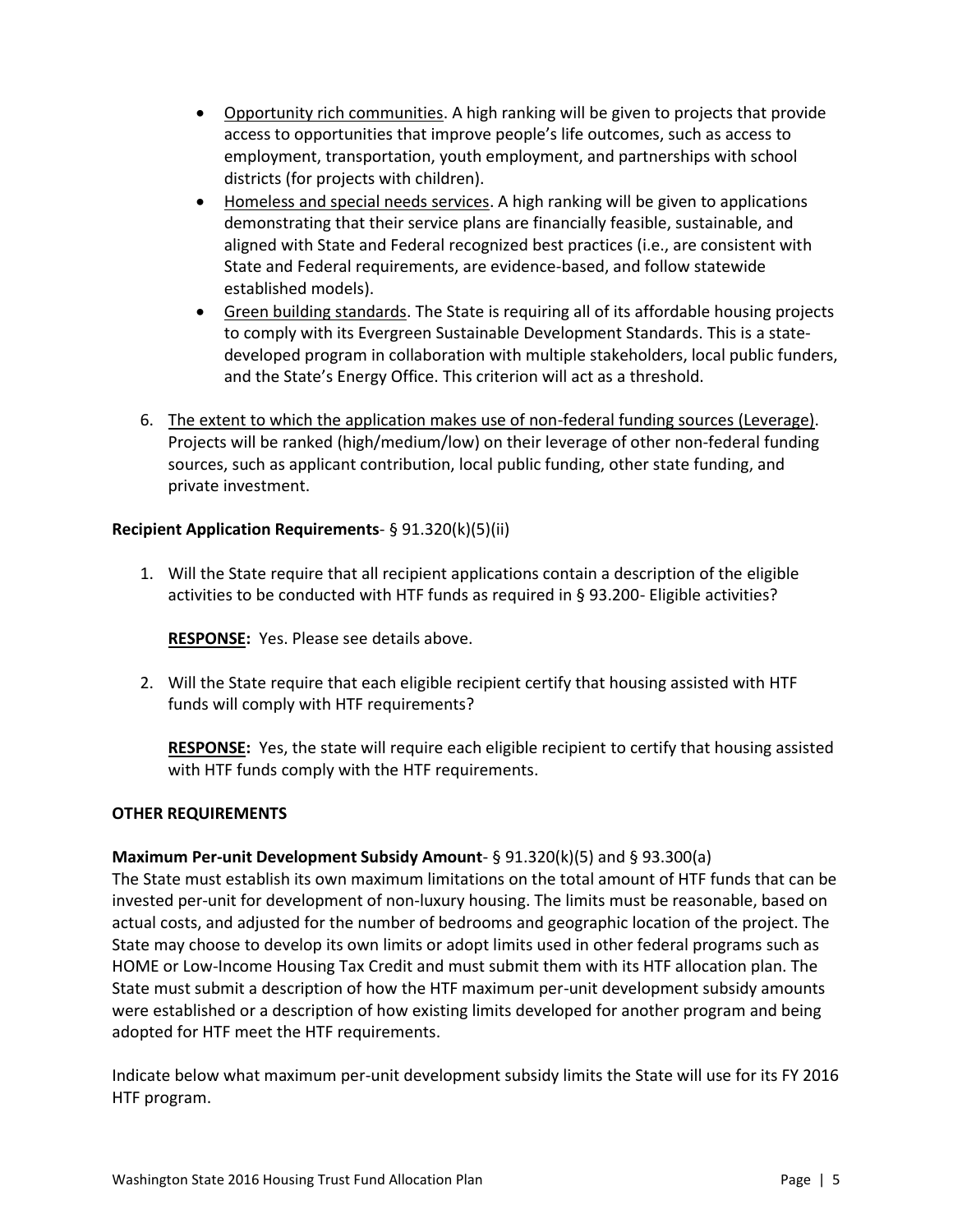- Opportunity rich communities. A high ranking will be given to projects that provide access to opportunities that improve people's life outcomes, such as access to employment, transportation, youth employment, and partnerships with school districts (for projects with children).
- Homeless and special needs services. A high ranking will be given to applications demonstrating that their service plans are financially feasible, sustainable, and aligned with State and Federal recognized best practices (i.e., are consistent with State and Federal requirements, are evidence-based, and follow statewide established models).
- Green building standards. The State is requiring all of its affordable housing projects to comply with its Evergreen Sustainable Development Standards. This is a state-developed program in collaboration with multiple stakeholders, local public funders, and the State's Energy Office. This criterion will act as a threshold.

6. The extent to which the application makes use of non-federal funding sources (Leverage). Projects will be ranked (high/medium/low) on their leverage of other non-federal funding sources, such as applicant contribution, local public funding, other state funding, and private investment.

**Recipient Application Requirements**- § 91.320(k)(5)(ii)

1. Will the State require that all recipient applications contain a description of the eligible activities to be conducted with HTF funds as required in § 93.200- Eligible activities?

   **RESPONSE:** Yes. Please see details above.

2. Will the State require that each eligible recipient certify that housing assisted with HTF funds will comply with HTF requirements?

   **RESPONSE:** Yes, the state will require each eligible recipient to certify that housing assisted with HTF funds comply with the HTF requirements.

**OTHER REQUIREMENTS**

**Maximum Per-unit Development Subsidy Amount**- § 91.320(k)(5) and § 93.300(a)
The State must establish its own maximum limitations on the total amount of HTF funds that can be invested per-unit for development of non-luxury housing. The limits must be reasonable, based on actual costs, and adjusted for the number of bedrooms and geographic location of the project. The State may choose to develop its own limits or adopt limits used in other federal programs such as HOME or Low-Income Housing Tax Credit and must submit them with its HTF allocation plan. The State must submit a description of how the HTF maximum per-unit development subsidy amounts were established or a description of how existing limits developed for another program and being adopted for HTF meet the HTF requirements.

Indicate below what maximum per-unit development subsidy limits the State will use for its FY 2016 HTF program.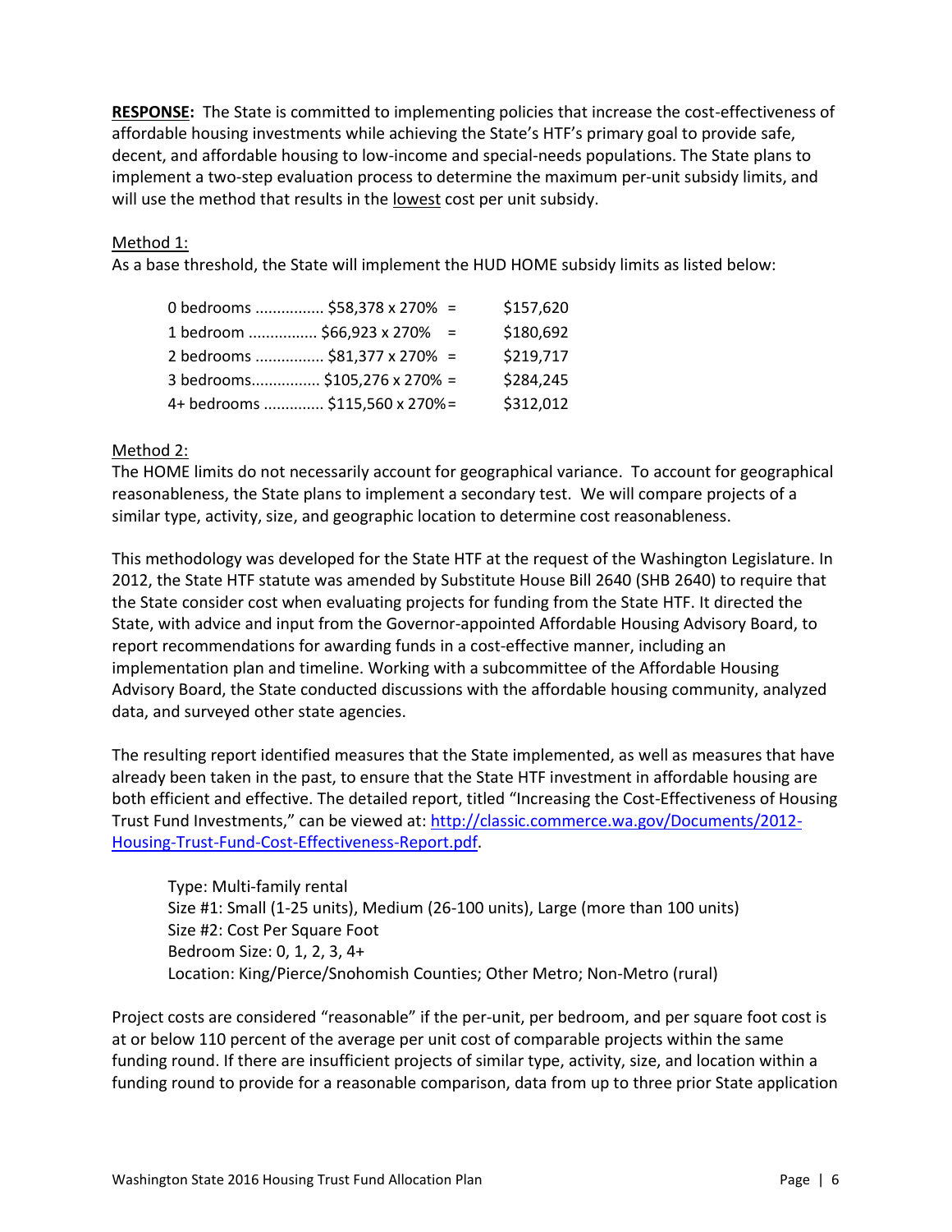**RESPONSE:** The State is committed to implementing policies that increase the cost-effectiveness of affordable housing investments while achieving the State's HTF's primary goal to provide safe, decent, and affordable housing to low-income and special-needs populations. The State plans to implement a two-step evaluation process to determine the maximum per-unit subsidy limits, and will use the method that results in the <u>lowest</u> cost per unit subsidy.

<u>Method 1:</u>

As a base threshold, the State will implement the HUD HOME subsidy limits as listed below:

| | |
|---|---|
| 0 bedrooms ............... $58,378 x 270% = | $157,620 |
| 1 bedroom ............... $66,923 x 270% = | $180,692 |
| 2 bedrooms ............... $81,377 x 270% = | $219,717 |
| 3 bedrooms............... $105,276 x 270% = | $284,245 |
| 4+ bedrooms ............. $115,560 x 270%= | $312,012 |

<u>Method 2:</u>

The HOME limits do not necessarily account for geographical variance. To account for geographical reasonableness, the State plans to implement a secondary test. We will compare projects of a similar type, activity, size, and geographic location to determine cost reasonableness.

This methodology was developed for the State HTF at the request of the Washington Legislature. In 2012, the State HTF statute was amended by Substitute House Bill 2640 (SHB 2640) to require that the State consider cost when evaluating projects for funding from the State HTF. It directed the State, with advice and input from the Governor-appointed Affordable Housing Advisory Board, to report recommendations for awarding funds in a cost-effective manner, including an implementation plan and timeline. Working with a subcommittee of the Affordable Housing Advisory Board, the State conducted discussions with the affordable housing community, analyzed data, and surveyed other state agencies.

The resulting report identified measures that the State implemented, as well as measures that have already been taken in the past, to ensure that the State HTF investment in affordable housing are both efficient and effective. The detailed report, titled "Increasing the Cost-Effectiveness of Housing Trust Fund Investments," can be viewed at: [http://classic.commerce.wa.gov/Documents/2012-Housing-Trust-Fund-Cost-Effectiveness-Report.pdf](http://classic.commerce.wa.gov/Documents/2012-Housing-Trust-Fund-Cost-Effectiveness-Report.pdf).

Type: Multi-family rental
Size #1: Small (1-25 units), Medium (26-100 units), Large (more than 100 units)
Size #2: Cost Per Square Foot
Bedroom Size: 0, 1, 2, 3, 4+
Location: King/Pierce/Snohomish Counties; Other Metro; Non-Metro (rural)

Project costs are considered "reasonable" if the per-unit, per bedroom, and per square foot cost is at or below 110 percent of the average per unit cost of comparable projects within the same funding round. If there are insufficient projects of similar type, activity, size, and location within a funding round to provide for a reasonable comparison, data from up to three prior State application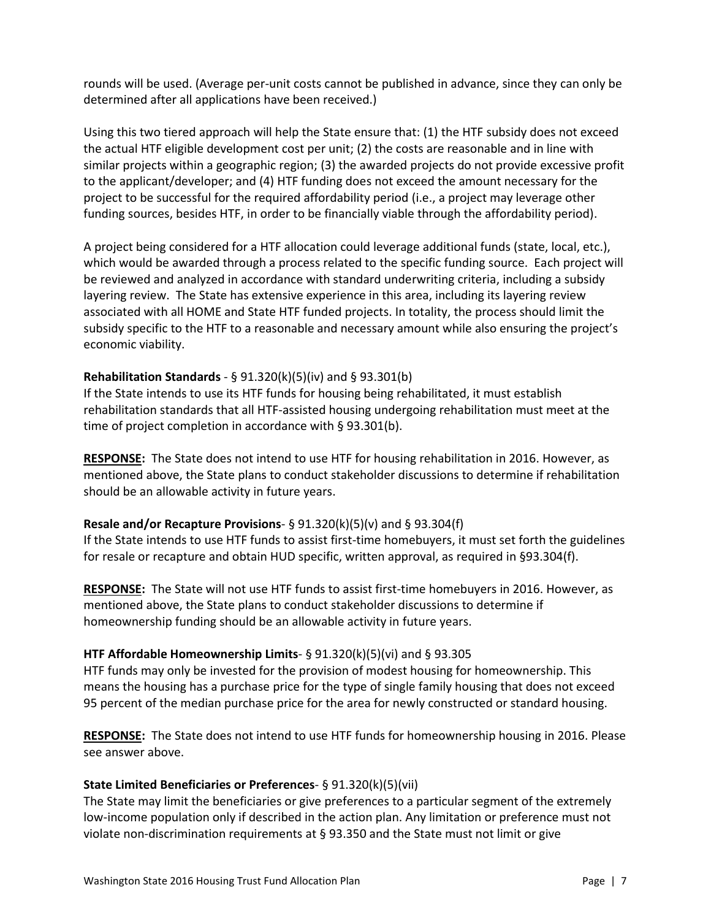rounds will be used. (Average per-unit costs cannot be published in advance, since they can only be determined after all applications have been received.)

Using this two tiered approach will help the State ensure that: (1) the HTF subsidy does not exceed the actual HTF eligible development cost per unit; (2) the costs are reasonable and in line with similar projects within a geographic region; (3) the awarded projects do not provide excessive profit to the applicant/developer; and (4) HTF funding does not exceed the amount necessary for the project to be successful for the required affordability period (i.e., a project may leverage other funding sources, besides HTF, in order to be financially viable through the affordability period).

A project being considered for a HTF allocation could leverage additional funds (state, local, etc.), which would be awarded through a process related to the specific funding source. Each project will be reviewed and analyzed in accordance with standard underwriting criteria, including a subsidy layering review. The State has extensive experience in this area, including its layering review associated with all HOME and State HTF funded projects. In totality, the process should limit the subsidy specific to the HTF to a reasonable and necessary amount while also ensuring the project's economic viability.

**Rehabilitation Standards** - § 91.320(k)(5)(iv) and § 93.301(b)
If the State intends to use its HTF funds for housing being rehabilitated, it must establish rehabilitation standards that all HTF-assisted housing undergoing rehabilitation must meet at the time of project completion in accordance with § 93.301(b).

**RESPONSE:** The State does not intend to use HTF for housing rehabilitation in 2016. However, as mentioned above, the State plans to conduct stakeholder discussions to determine if rehabilitation should be an allowable activity in future years.

**Resale and/or Recapture Provisions**- § 91.320(k)(5)(v) and § 93.304(f)
If the State intends to use HTF funds to assist first-time homebuyers, it must set forth the guidelines for resale or recapture and obtain HUD specific, written approval, as required in §93.304(f).

**RESPONSE:** The State will not use HTF funds to assist first-time homebuyers in 2016. However, as mentioned above, the State plans to conduct stakeholder discussions to determine if homeownership funding should be an allowable activity in future years.

**HTF Affordable Homeownership Limits**- § 91.320(k)(5)(vi) and § 93.305
HTF funds may only be invested for the provision of modest housing for homeownership. This means the housing has a purchase price for the type of single family housing that does not exceed 95 percent of the median purchase price for the area for newly constructed or standard housing.

**RESPONSE:** The State does not intend to use HTF funds for homeownership housing in 2016. Please see answer above.

**State Limited Beneficiaries or Preferences**- § 91.320(k)(5)(vii)
The State may limit the beneficiaries or give preferences to a particular segment of the extremely low-income population only if described in the action plan. Any limitation or preference must not violate non-discrimination requirements at § 93.350 and the State must not limit or give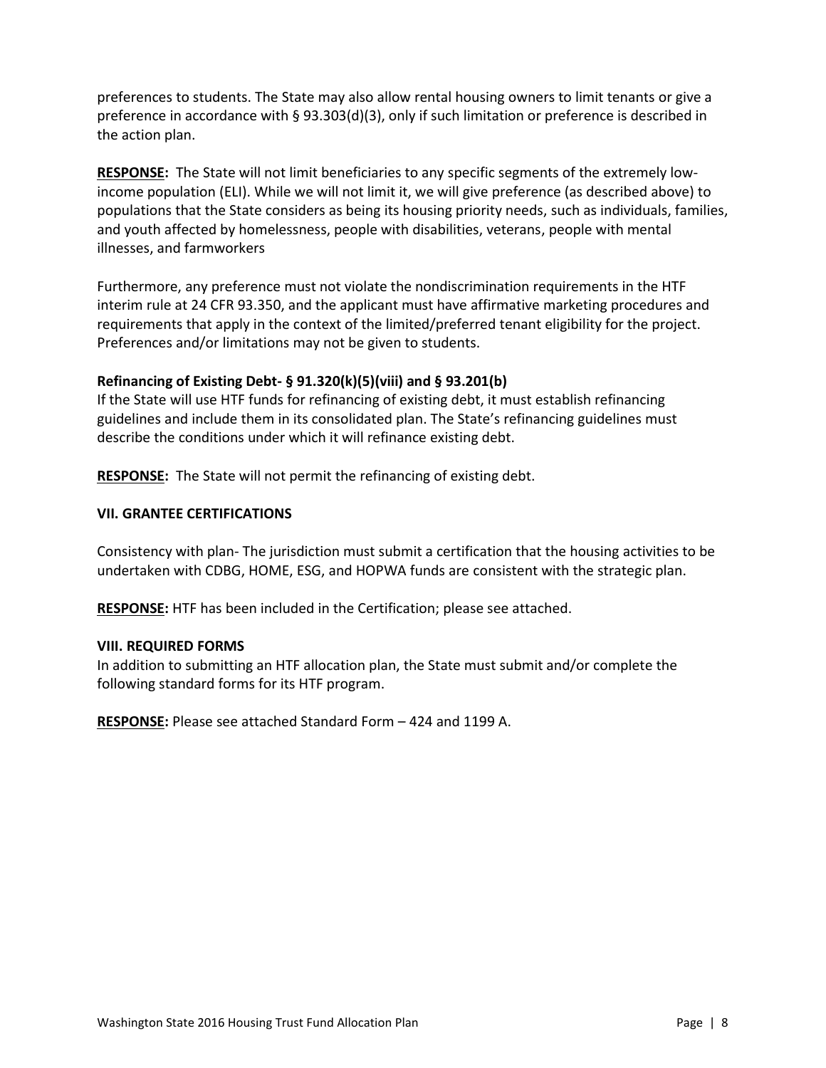preferences to students. The State may also allow rental housing owners to limit tenants or give a preference in accordance with § 93.303(d)(3), only if such limitation or preference is described in the action plan.

**RESPONSE:** The State will not limit beneficiaries to any specific segments of the extremely low-income population (ELI). While we will not limit it, we will give preference (as described above) to populations that the State considers as being its housing priority needs, such as individuals, families, and youth affected by homelessness, people with disabilities, veterans, people with mental illnesses, and farmworkers

Furthermore, any preference must not violate the nondiscrimination requirements in the HTF interim rule at 24 CFR 93.350, and the applicant must have affirmative marketing procedures and requirements that apply in the context of the limited/preferred tenant eligibility for the project. Preferences and/or limitations may not be given to students.

**Refinancing of Existing Debt- § 91.320(k)(5)(viii) and § 93.201(b)**

If the State will use HTF funds for refinancing of existing debt, it must establish refinancing guidelines and include them in its consolidated plan. The State's refinancing guidelines must describe the conditions under which it will refinance existing debt.

**RESPONSE:** The State will not permit the refinancing of existing debt.

## VII. GRANTEE CERTIFICATIONS

Consistency with plan- The jurisdiction must submit a certification that the housing activities to be undertaken with CDBG, HOME, ESG, and HOPWA funds are consistent with the strategic plan.

**RESPONSE:** HTF has been included in the Certification; please see attached.

## VIII. REQUIRED FORMS

In addition to submitting an HTF allocation plan, the State must submit and/or complete the following standard forms for its HTF program.

**RESPONSE:** Please see attached Standard Form – 424 and 1199 A.